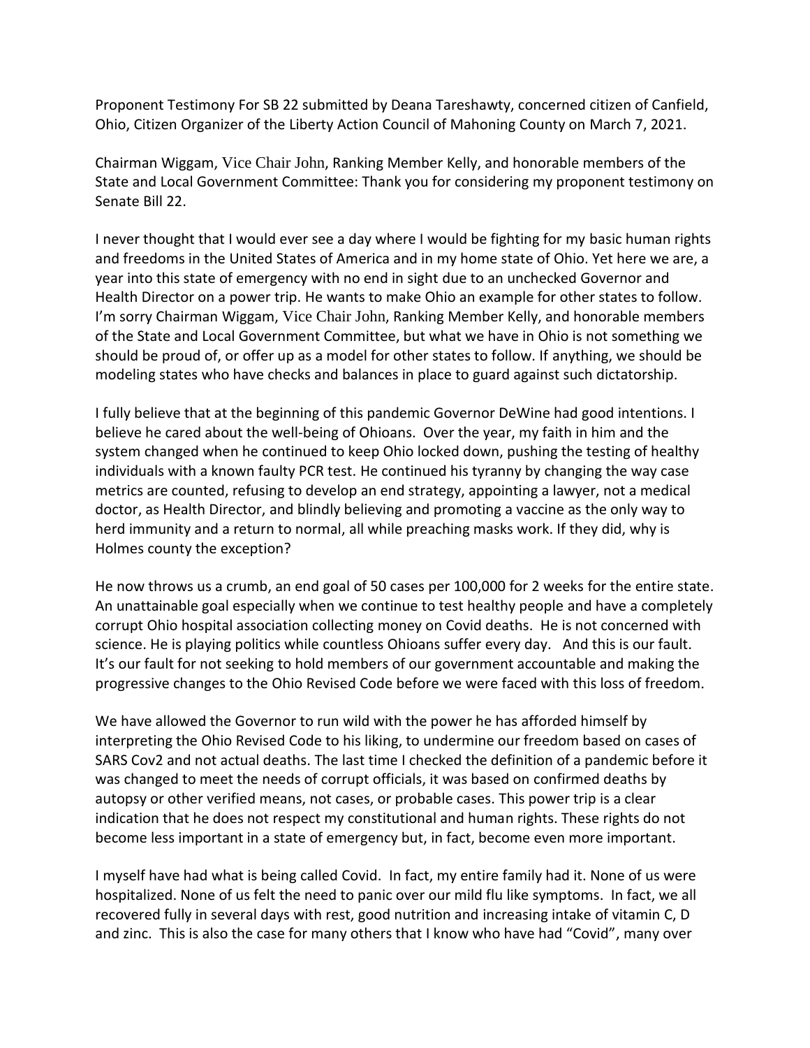Proponent Testimony For SB 22 submitted by Deana Tareshawty, concerned citizen of Canfield, Ohio, Citizen Organizer of the Liberty Action Council of Mahoning County on March 7, 2021.

Chairman Wiggam, Vice Chair John, Ranking Member Kelly, and honorable members of the State and Local Government Committee: Thank you for considering my proponent testimony on Senate Bill 22.

I never thought that I would ever see a day where I would be fighting for my basic human rights and freedoms in the United States of America and in my home state of Ohio. Yet here we are, a year into this state of emergency with no end in sight due to an unchecked Governor and Health Director on a power trip. He wants to make Ohio an example for other states to follow. I'm sorry Chairman Wiggam, Vice Chair John, Ranking Member Kelly, and honorable members of the State and Local Government Committee, but what we have in Ohio is not something we should be proud of, or offer up as a model for other states to follow. If anything, we should be modeling states who have checks and balances in place to guard against such dictatorship.

I fully believe that at the beginning of this pandemic Governor DeWine had good intentions. I believe he cared about the well-being of Ohioans. Over the year, my faith in him and the system changed when he continued to keep Ohio locked down, pushing the testing of healthy individuals with a known faulty PCR test. He continued his tyranny by changing the way case metrics are counted, refusing to develop an end strategy, appointing a lawyer, not a medical doctor, as Health Director, and blindly believing and promoting a vaccine as the only way to herd immunity and a return to normal, all while preaching masks work. If they did, why is Holmes county the exception?

He now throws us a crumb, an end goal of 50 cases per 100,000 for 2 weeks for the entire state. An unattainable goal especially when we continue to test healthy people and have a completely corrupt Ohio hospital association collecting money on Covid deaths. He is not concerned with science. He is playing politics while countless Ohioans suffer every day. And this is our fault. It's our fault for not seeking to hold members of our government accountable and making the progressive changes to the Ohio Revised Code before we were faced with this loss of freedom.

We have allowed the Governor to run wild with the power he has afforded himself by interpreting the Ohio Revised Code to his liking, to undermine our freedom based on cases of SARS Cov2 and not actual deaths. The last time I checked the definition of a pandemic before it was changed to meet the needs of corrupt officials, it was based on confirmed deaths by autopsy or other verified means, not cases, or probable cases. This power trip is a clear indication that he does not respect my constitutional and human rights. These rights do not become less important in a state of emergency but, in fact, become even more important.

I myself have had what is being called Covid. In fact, my entire family had it. None of us were hospitalized. None of us felt the need to panic over our mild flu like symptoms. In fact, we all recovered fully in several days with rest, good nutrition and increasing intake of vitamin C, D and zinc. This is also the case for many others that I know who have had "Covid", many over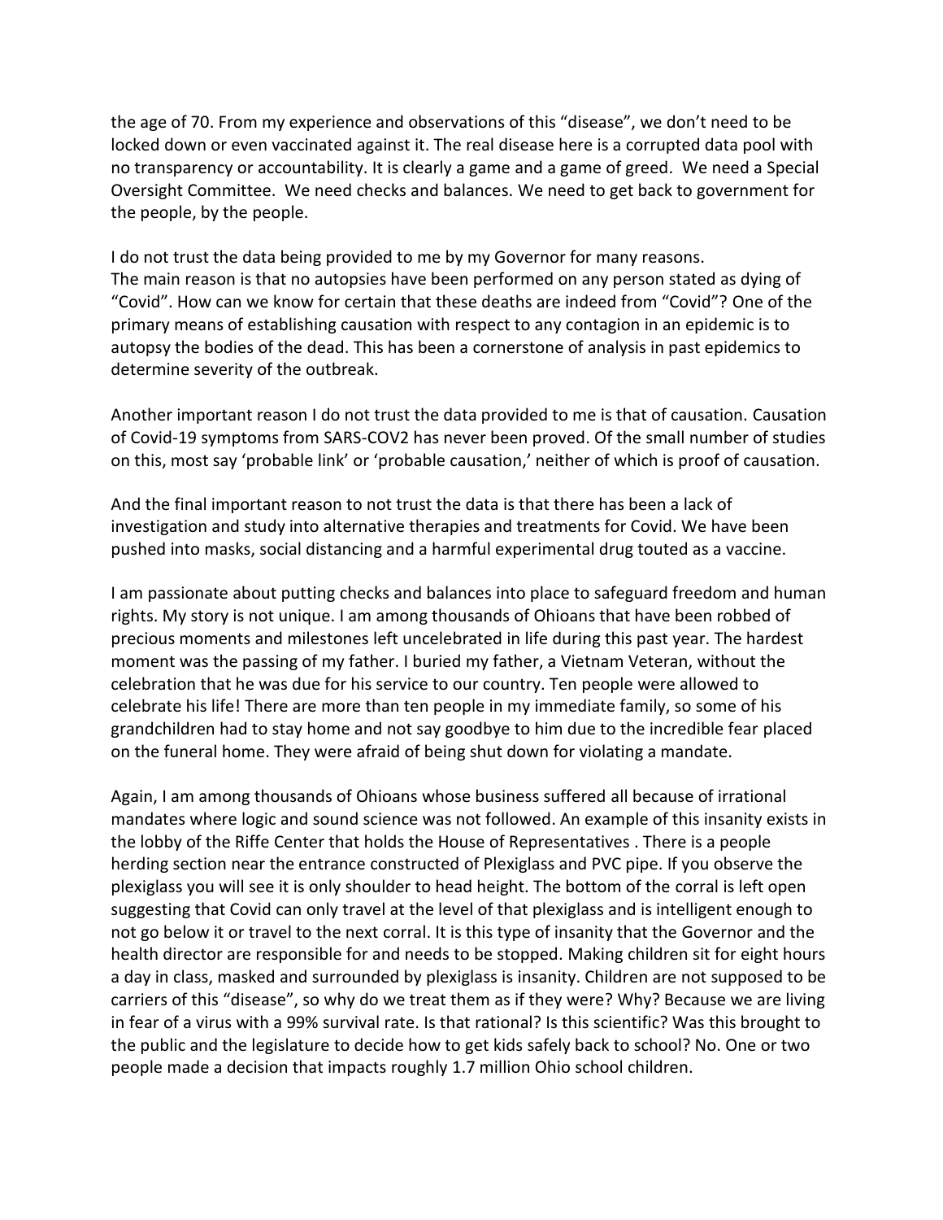the age of 70. From my experience and observations of this "disease", we don't need to be locked down or even vaccinated against it. The real disease here is a corrupted data pool with no transparency or accountability. It is clearly a game and a game of greed. We need a Special Oversight Committee. We need checks and balances. We need to get back to government for the people, by the people.

I do not trust the data being provided to me by my Governor for many reasons. The main reason is that no autopsies have been performed on any person stated as dying of "Covid". How can we know for certain that these deaths are indeed from "Covid"? One of the primary means of establishing causation with respect to any contagion in an epidemic is to autopsy the bodies of the dead. This has been a cornerstone of analysis in past epidemics to determine severity of the outbreak.

Another important reason I do not trust the data provided to me is that of causation. Causation of Covid-19 symptoms from SARS-COV2 has never been proved. Of the small number of studies on this, most say 'probable link' or 'probable causation,' neither of which is proof of causation.

And the final important reason to not trust the data is that there has been a lack of investigation and study into alternative therapies and treatments for Covid. We have been pushed into masks, social distancing and a harmful experimental drug touted as a vaccine.

I am passionate about putting checks and balances into place to safeguard freedom and human rights. My story is not unique. I am among thousands of Ohioans that have been robbed of precious moments and milestones left uncelebrated in life during this past year. The hardest moment was the passing of my father. I buried my father, a Vietnam Veteran, without the celebration that he was due for his service to our country. Ten people were allowed to celebrate his life! There are more than ten people in my immediate family, so some of his grandchildren had to stay home and not say goodbye to him due to the incredible fear placed on the funeral home. They were afraid of being shut down for violating a mandate.

Again, I am among thousands of Ohioans whose business suffered all because of irrational mandates where logic and sound science was not followed. An example of this insanity exists in the lobby of the Riffe Center that holds the House of Representatives . There is a people herding section near the entrance constructed of Plexiglass and PVC pipe. If you observe the plexiglass you will see it is only shoulder to head height. The bottom of the corral is left open suggesting that Covid can only travel at the level of that plexiglass and is intelligent enough to not go below it or travel to the next corral. It is this type of insanity that the Governor and the health director are responsible for and needs to be stopped. Making children sit for eight hours a day in class, masked and surrounded by plexiglass is insanity. Children are not supposed to be carriers of this "disease", so why do we treat them as if they were? Why? Because we are living in fear of a virus with a 99% survival rate. Is that rational? Is this scientific? Was this brought to the public and the legislature to decide how to get kids safely back to school? No. One or two people made a decision that impacts roughly 1.7 million Ohio school children.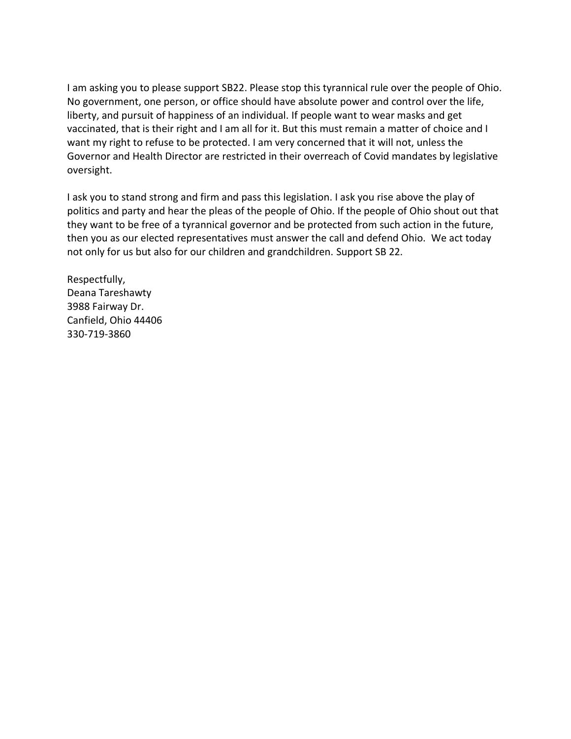I am asking you to please support SB22. Please stop this tyrannical rule over the people of Ohio. No government, one person, or office should have absolute power and control over the life, liberty, and pursuit of happiness of an individual. If people want to wear masks and get vaccinated, that is their right and I am all for it. But this must remain a matter of choice and I want my right to refuse to be protected. I am very concerned that it will not, unless the Governor and Health Director are restricted in their overreach of Covid mandates by legislative oversight.

I ask you to stand strong and firm and pass this legislation. I ask you rise above the play of politics and party and hear the pleas of the people of Ohio. If the people of Ohio shout out that they want to be free of a tyrannical governor and be protected from such action in the future, then you as our elected representatives must answer the call and defend Ohio. We act today not only for us but also for our children and grandchildren. Support SB 22.

Respectfully,
Deana Tareshawty
3988 Fairway Dr.
Canfield, Ohio 44406
330-719-3860